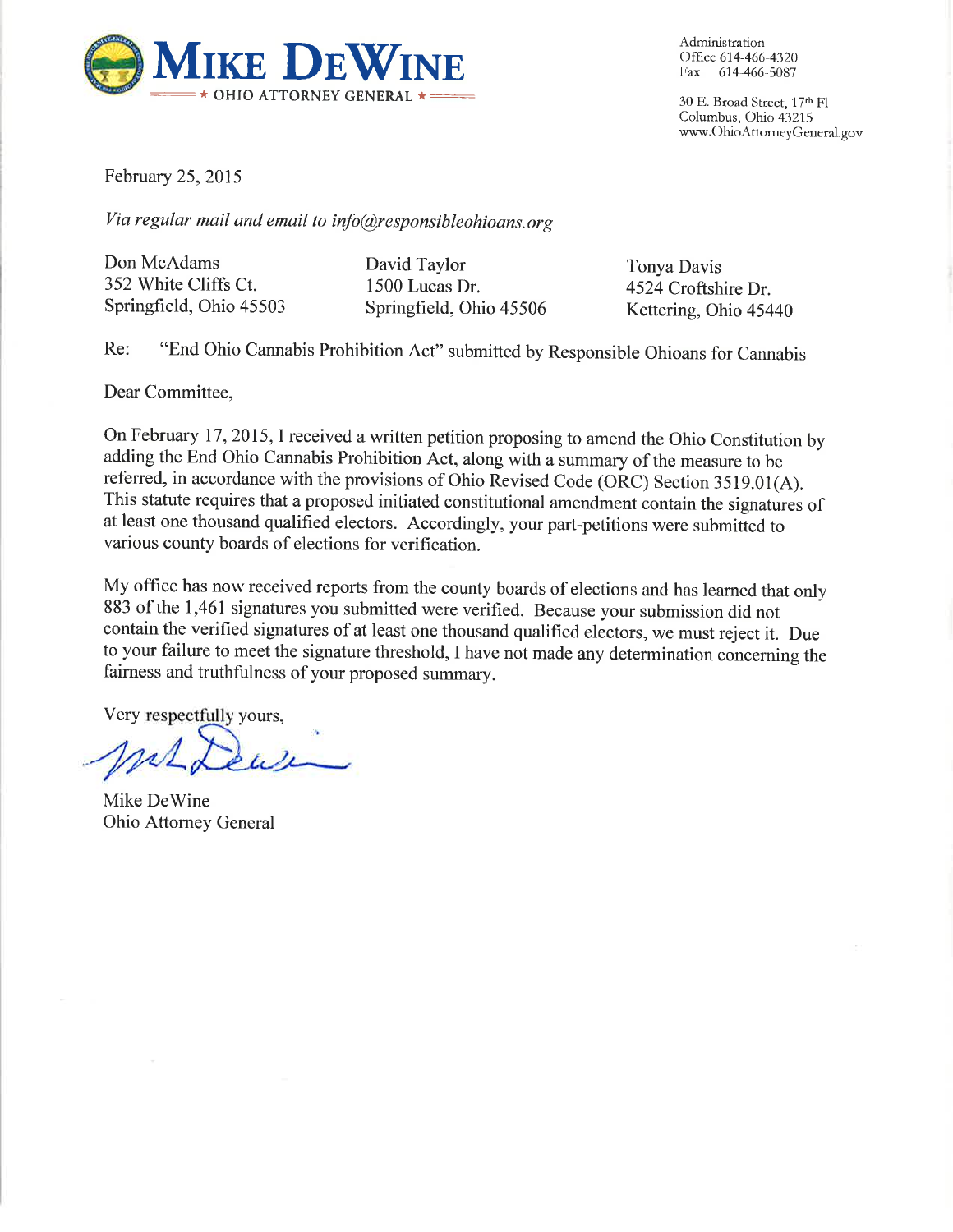**MIKE DEWINE**
★ OHIO ATTORNEY GENERAL ★

Administration
Office 614-466-4320
Fax 614-466-5087

30 E. Broad Street, 17th Fl
Columbus, Ohio 43215
www.OhioAttorneyGeneral.gov

February 25, 2015

*Via regular mail and email to info@responsibleohioans.org*

Don McAdams
352 White Cliffs Ct.
Springfield, Ohio 45503

David Taylor
1500 Lucas Dr.
Springfield, Ohio 45506

Tonya Davis
4524 Croftshire Dr.
Kettering, Ohio 45440

Re: "End Ohio Cannabis Prohibition Act" submitted by Responsible Ohioans for Cannabis

Dear Committee,

On February 17, 2015, I received a written petition proposing to amend the Ohio Constitution by adding the End Ohio Cannabis Prohibition Act, along with a summary of the measure to be referred, in accordance with the provisions of Ohio Revised Code (ORC) Section 3519.01(A). This statute requires that a proposed initiated constitutional amendment contain the signatures of at least one thousand qualified electors. Accordingly, your part-petitions were submitted to various county boards of elections for verification.

My office has now received reports from the county boards of elections and has learned that only 883 of the 1,461 signatures you submitted were verified. Because your submission did not contain the verified signatures of at least one thousand qualified electors, we must reject it. Due to your failure to meet the signature threshold, I have not made any determination concerning the fairness and truthfulness of your proposed summary.

Very respectfully yours,

Mike DeWine
Ohio Attorney General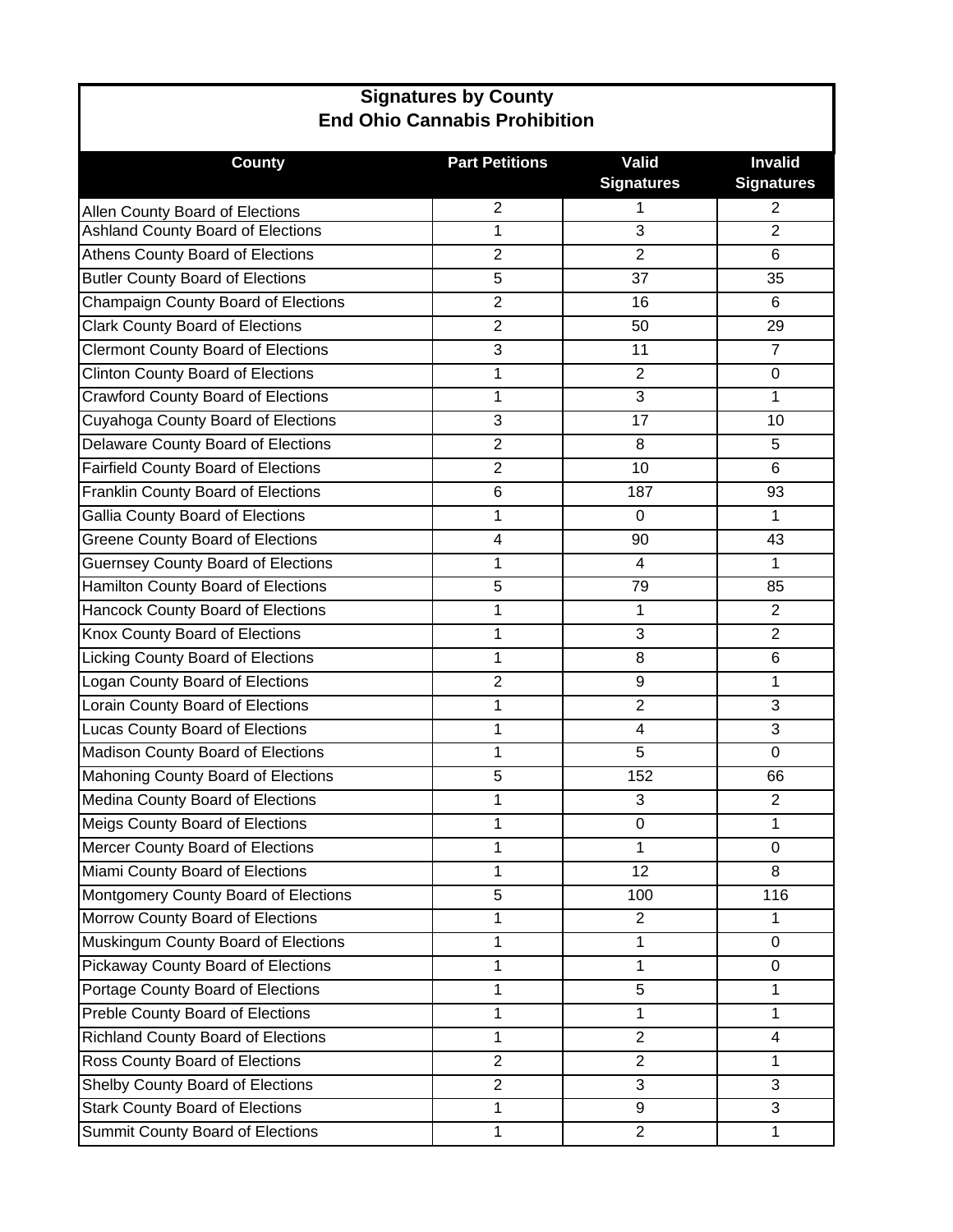## Signatures by County
## End Ohio Cannabis Prohibition

| County | Part Petitions | Valid Signatures | Invalid Signatures |
|---|---|---|---|
| Allen County Board of Elections | 2 | 1 | 2 |
| Ashland County Board of Elections | 1 | 3 | 2 |
| Athens County Board of Elections | 2 | 2 | 6 |
| Butler County Board of Elections | 5 | 37 | 35 |
| Champaign County Board of Elections | 2 | 16 | 6 |
| Clark County Board of Elections | 2 | 50 | 29 |
| Clermont County Board of Elections | 3 | 11 | 7 |
| Clinton County Board of Elections | 1 | 2 | 0 |
| Crawford County Board of Elections | 1 | 3 | 1 |
| Cuyahoga County Board of Elections | 3 | 17 | 10 |
| Delaware County Board of Elections | 2 | 8 | 5 |
| Fairfield County Board of Elections | 2 | 10 | 6 |
| Franklin County Board of Elections | 6 | 187 | 93 |
| Gallia County Board of Elections | 1 | 0 | 1 |
| Greene County Board of Elections | 4 | 90 | 43 |
| Guernsey County Board of Elections | 1 | 4 | 1 |
| Hamilton County Board of Elections | 5 | 79 | 85 |
| Hancock County Board of Elections | 1 | 1 | 2 |
| Knox County Board of Elections | 1 | 3 | 2 |
| Licking County Board of Elections | 1 | 8 | 6 |
| Logan County Board of Elections | 2 | 9 | 1 |
| Lorain County Board of Elections | 1 | 2 | 3 |
| Lucas County Board of Elections | 1 | 4 | 3 |
| Madison County Board of Elections | 1 | 5 | 0 |
| Mahoning County Board of Elections | 5 | 152 | 66 |
| Medina County Board of Elections | 1 | 3 | 2 |
| Meigs County Board of Elections | 1 | 0 | 1 |
| Mercer County Board of Elections | 1 | 1 | 0 |
| Miami County Board of Elections | 1 | 12 | 8 |
| Montgomery County Board of Elections | 5 | 100 | 116 |
| Morrow County Board of Elections | 1 | 2 | 1 |
| Muskingum County Board of Elections | 1 | 1 | 0 |
| Pickaway County Board of Elections | 1 | 1 | 0 |
| Portage County Board of Elections | 1 | 5 | 1 |
| Preble County Board of Elections | 1 | 1 | 1 |
| Richland County Board of Elections | 1 | 2 | 4 |
| Ross County Board of Elections | 2 | 2 | 1 |
| Shelby County Board of Elections | 2 | 3 | 3 |
| Stark County Board of Elections | 1 | 9 | 3 |
| Summit County Board of Elections | 1 | 2 | 1 |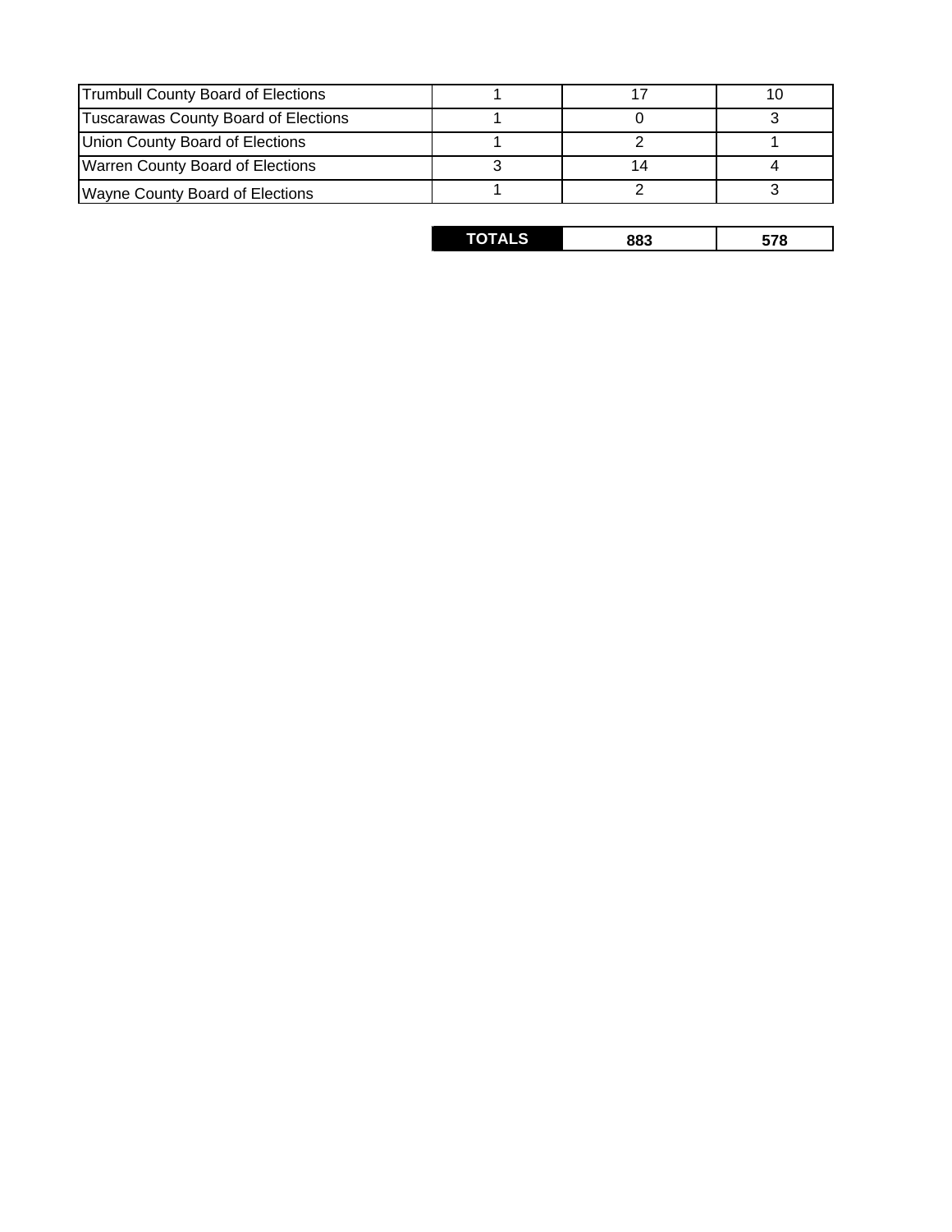| | | | |
|---|---|---|---|
| Trumbull County Board of Elections | 1 | 17 | 10 |
| Tuscarawas County Board of Elections | 1 | 0 | 3 |
| Union County Board of Elections | 1 | 2 | 1 |
| Warren County Board of Elections | 3 | 14 | 4 |
| Wayne County Board of Elections | 1 | 2 | 3 |
| | **TOTALS** | **883** | **578** |